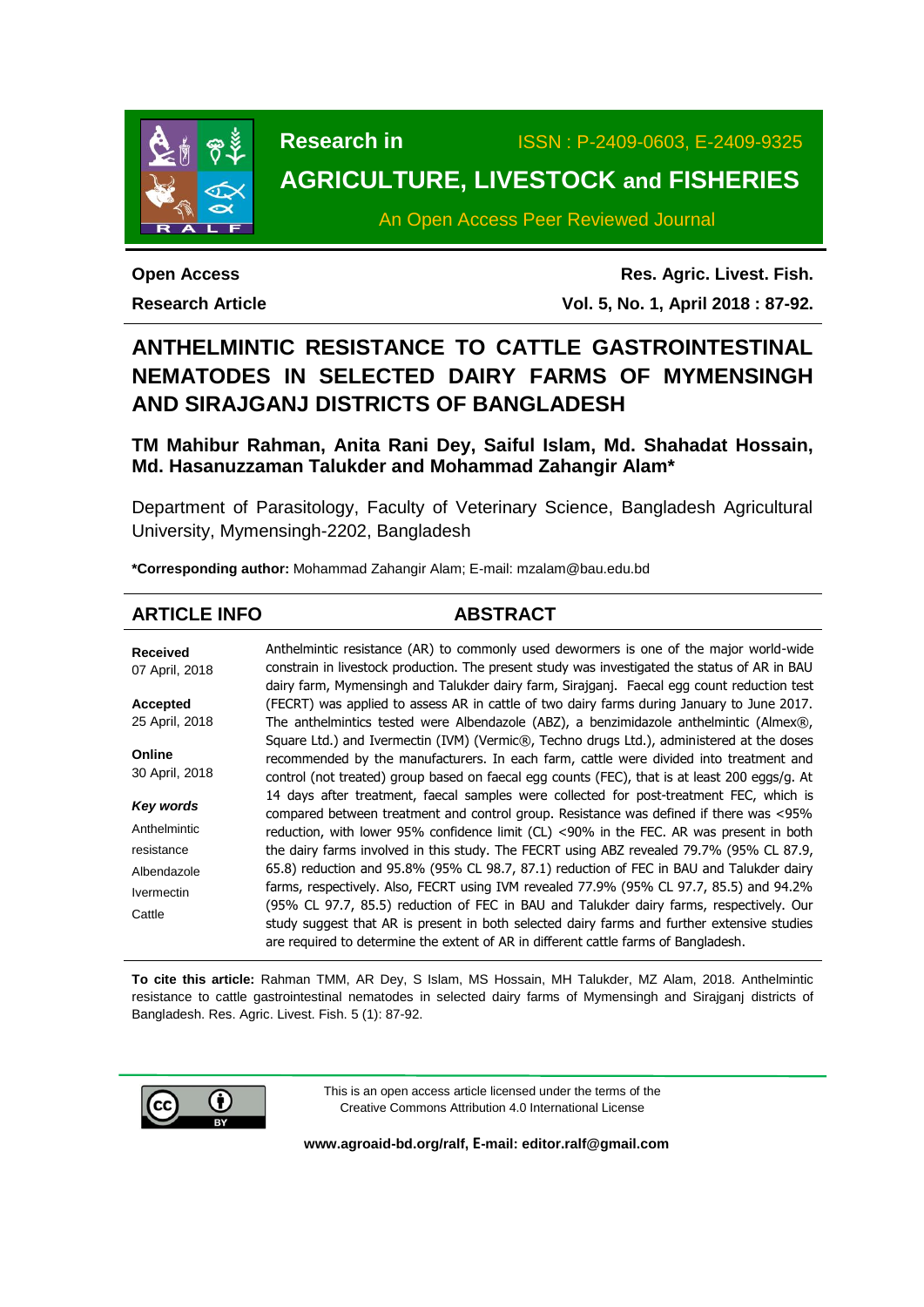Research in **AGRICULTURE, LIVESTOCK and FISHERIES**

ISSN : P-2409-0603, E-2409-9325

An Open Access Peer Reviewed Journal

**Open Access**

**Research Article**

**Res. Agric. Livest. Fish.**

**Vol. 5, No. 1, April 2018 : 87-92.**

# ANTHELMINTIC RESISTANCE TO CATTLE GASTROINTESTINAL NEMATODES IN SELECTED DAIRY FARMS OF MYMENSINGH AND SIRAJGANJ DISTRICTS OF BANGLADESH

**TM Mahibur Rahman, Anita Rani Dey, Saiful Islam, Md. Shahadat Hossain, Md. Hasanuzzaman Talukder and Mohammad Zahangir Alam\***

Department of Parasitology, Faculty of Veterinary Science, Bangladesh Agricultural University, Mymensingh-2202, Bangladesh

**\*Corresponding author:** Mohammad Zahangir Alam; E-mail: mzalam@bau.edu.bd

## ARTICLE INFO

**Received**
07 April, 2018

**Accepted**
25 April, 2018

**Online**
30 April, 2018

***Key words***
Anthelmintic resistance
Albendazole
Ivermectin
Cattle

## ABSTRACT

Anthelmintic resistance (AR) to commonly used dewormers is one of the major world-wide constrain in livestock production. The present study was investigated the status of AR in BAU dairy farm, Mymensingh and Talukder dairy farm, Sirajganj. Faecal egg count reduction test (FECRT) was applied to assess AR in cattle of two dairy farms during January to June 2017. The anthelmintics tested were Albendazole (ABZ), a benzimidazole anthelmintic (Almex®, Square Ltd.) and Ivermectin (IVM) (Vermic®, Techno drugs Ltd.), administered at the doses recommended by the manufacturers. In each farm, cattle were divided into treatment and control (not treated) group based on faecal egg counts (FEC), that is at least 200 eggs/g. At 14 days after treatment, faecal samples were collected for post-treatment FEC, which is compared between treatment and control group. Resistance was defined if there was <95% reduction, with lower 95% confidence limit (CL) <90% in the FEC. AR was present in both the dairy farms involved in this study. The FECRT using ABZ revealed 79.7% (95% CL 87.9, 65.8) reduction and 95.8% (95% CL 98.7, 87.1) reduction of FEC in BAU and Talukder dairy farms, respectively. Also, FECRT using IVM revealed 77.9% (95% CL 97.7, 85.5) and 94.2% (95% CL 97.7, 85.5) reduction of FEC in BAU and Talukder dairy farms, respectively. Our study suggest that AR is present in both selected dairy farms and further extensive studies are required to determine the extent of AR in different cattle farms of Bangladesh.

**To cite this article:** Rahman TMM, AR Dey, S Islam, MS Hossain, MH Talukder, MZ Alam, 2018. Anthelmintic resistance to cattle gastrointestinal nematodes in selected dairy farms of Mymensingh and Sirajganj districts of Bangladesh. Res. Agric. Livest. Fish. 5 (1): 87-92.

This is an open access article licensed under the terms of the Creative Commons Attribution 4.0 International License

**www.agroaid-bd.org/ralf, E-mail: editor.ralf@gmail.com**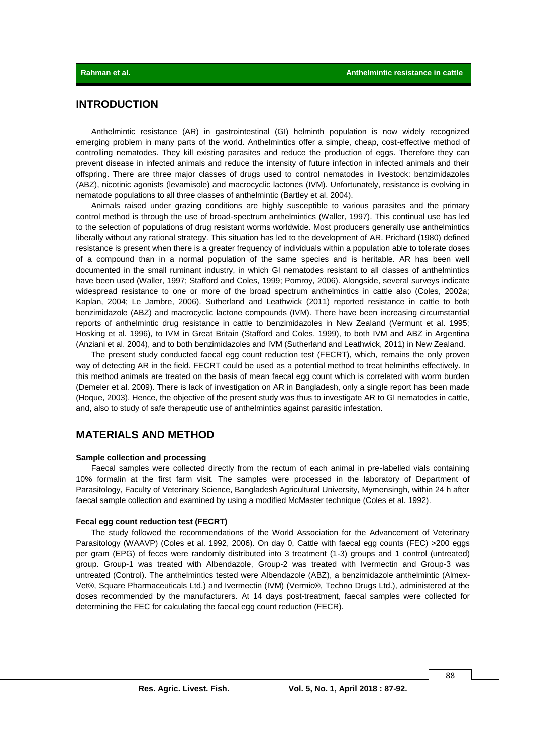## INTRODUCTION

Anthelmintic resistance (AR) in gastrointestinal (GI) helminth population is now widely recognized emerging problem in many parts of the world. Anthelmintics offer a simple, cheap, cost-effective method of controlling nematodes. They kill existing parasites and reduce the production of eggs. Therefore they can prevent disease in infected animals and reduce the intensity of future infection in infected animals and their offspring. There are three major classes of drugs used to control nematodes in livestock: benzimidazoles (ABZ), nicotinic agonists (levamisole) and macrocyclic lactones (IVM). Unfortunately, resistance is evolving in nematode populations to all three classes of anthelmintic (Bartley et al. 2004).

Animals raised under grazing conditions are highly susceptible to various parasites and the primary control method is through the use of broad-spectrum anthelmintics (Waller, 1997). This continual use has led to the selection of populations of drug resistant worms worldwide. Most producers generally use anthelmintics liberally without any rational strategy. This situation has led to the development of AR. Prichard (1980) defined resistance is present when there is a greater frequency of individuals within a population able to tolerate doses of a compound than in a normal population of the same species and is heritable. AR has been well documented in the small ruminant industry, in which GI nematodes resistant to all classes of anthelmintics have been used (Waller, 1997; Stafford and Coles, 1999; Pomroy, 2006). Alongside, several surveys indicate widespread resistance to one or more of the broad spectrum anthelmintics in cattle also (Coles, 2002a; Kaplan, 2004; Le Jambre, 2006). Sutherland and Leathwick (2011) reported resistance in cattle to both benzimidazole (ABZ) and macrocyclic lactone compounds (IVM). There have been increasing circumstantial reports of anthelmintic drug resistance in cattle to benzimidazoles in New Zealand (Vermunt et al. 1995; Hosking et al. 1996), to IVM in Great Britain (Stafford and Coles, 1999), to both IVM and ABZ in Argentina (Anziani et al. 2004), and to both benzimidazoles and IVM (Sutherland and Leathwick, 2011) in New Zealand.

The present study conducted faecal egg count reduction test (FECRT), which, remains the only proven way of detecting AR in the field. FECRT could be used as a potential method to treat helminths effectively. In this method animals are treated on the basis of mean faecal egg count which is correlated with worm burden (Demeler et al. 2009). There is lack of investigation on AR in Bangladesh, only a single report has been made (Hoque, 2003). Hence, the objective of the present study was thus to investigate AR to GI nematodes in cattle, and, also to study of safe therapeutic use of anthelmintics against parasitic infestation.

## MATERIALS AND METHOD

### Sample collection and processing

Faecal samples were collected directly from the rectum of each animal in pre-labelled vials containing 10% formalin at the first farm visit. The samples were processed in the laboratory of Department of Parasitology, Faculty of Veterinary Science, Bangladesh Agricultural University, Mymensingh, within 24 h after faecal sample collection and examined by using a modified McMaster technique (Coles et al. 1992).

### Fecal egg count reduction test (FECRT)

The study followed the recommendations of the World Association for the Advancement of Veterinary Parasitology (WAAVP) (Coles et al. 1992, 2006). On day 0, Cattle with faecal egg counts (FEC) >200 eggs per gram (EPG) of feces were randomly distributed into 3 treatment (1-3) groups and 1 control (untreated) group. Group-1 was treated with Albendazole, Group-2 was treated with Ivermectin and Group-3 was untreated (Control). The anthelmintics tested were Albendazole (ABZ), a benzimidazole anthelmintic (Almex-Vet®, Square Pharmaceuticals Ltd.) and Ivermectin (IVM) (Vermic®, Techno Drugs Ltd.), administered at the doses recommended by the manufacturers. At 14 days post-treatment, faecal samples were collected for determining the FEC for calculating the faecal egg count reduction (FECR).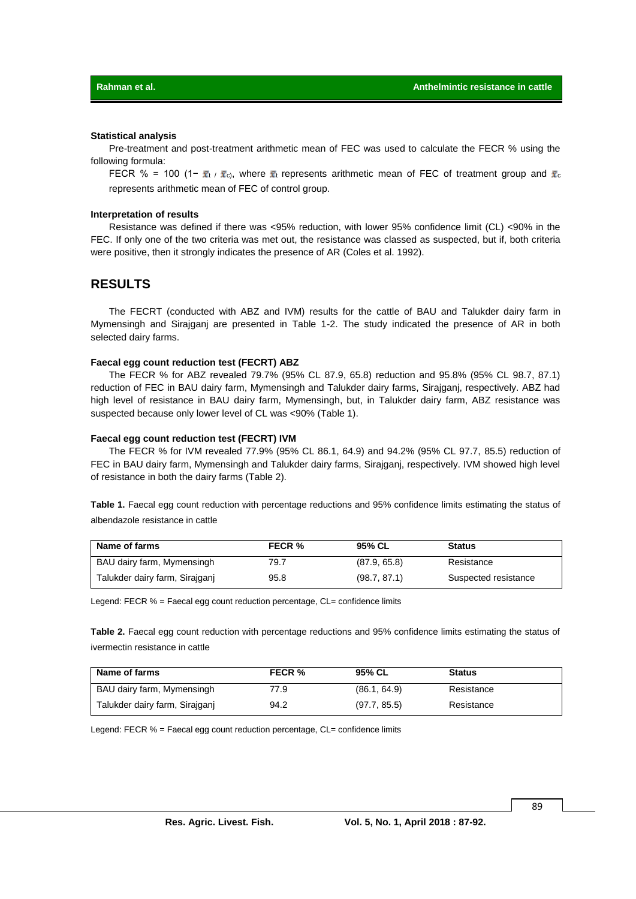### Statistical analysis

Pre-treatment and post-treatment arithmetic mean of FEC was used to calculate the FECR % using the following formula:

FECR % = 100 $(1- \bar{x}_t / \bar{x}_c)$, where $\bar{x}_t$ represents arithmetic mean of FEC of treatment group and $\bar{x}_c$ represents arithmetic mean of FEC of control group.

### Interpretation of results

Resistance was defined if there was <95% reduction, with lower 95% confidence limit (CL) <90% in the FEC. If only one of the two criteria was met out, the resistance was classed as suspected, but if, both criteria were positive, then it strongly indicates the presence of AR (Coles et al. 1992).

## RESULTS

The FECRT (conducted with ABZ and IVM) results for the cattle of BAU and Talukder dairy farm in Mymensingh and Sirajganj are presented in Table 1-2. The study indicated the presence of AR in both selected dairy farms.

### Faecal egg count reduction test (FECRT) ABZ

The FECR % for ABZ revealed 79.7% (95% CL 87.9, 65.8) reduction and 95.8% (95% CL 98.7, 87.1) reduction of FEC in BAU dairy farm, Mymensingh and Talukder dairy farms, Sirajganj, respectively. ABZ had high level of resistance in BAU dairy farm, Mymensingh, but, in Talukder dairy farm, ABZ resistance was suspected because only lower level of CL was <90% (Table 1).

### Faecal egg count reduction test (FECRT) IVM

The FECR % for IVM revealed 77.9% (95% CL 86.1, 64.9) and 94.2% (95% CL 97.7, 85.5) reduction of FEC in BAU dairy farm, Mymensingh and Talukder dairy farms, Sirajganj, respectively. IVM showed high level of resistance in both the dairy farms (Table 2).

**Table 1.** Faecal egg count reduction with percentage reductions and 95% confidence limits estimating the status of albendazole resistance in cattle

| Name of farms | FECR % | 95% CL | Status |
|---|---|---|---|
| BAU dairy farm, Mymensingh | 79.7 | (87.9, 65.8) | Resistance |
| Talukder dairy farm, Sirajganj | 95.8 | (98.7, 87.1) | Suspected resistance |

Legend: FECR % = Faecal egg count reduction percentage, CL= confidence limits

**Table 2.** Faecal egg count reduction with percentage reductions and 95% confidence limits estimating the status of ivermectin resistance in cattle

| Name of farms | FECR % | 95% CL | Status |
|---|---|---|---|
| BAU dairy farm, Mymensingh | 77.9 | (86.1, 64.9) | Resistance |
| Talukder dairy farm, Sirajganj | 94.2 | (97.7, 85.5) | Resistance |

Legend: FECR % = Faecal egg count reduction percentage, CL= confidence limits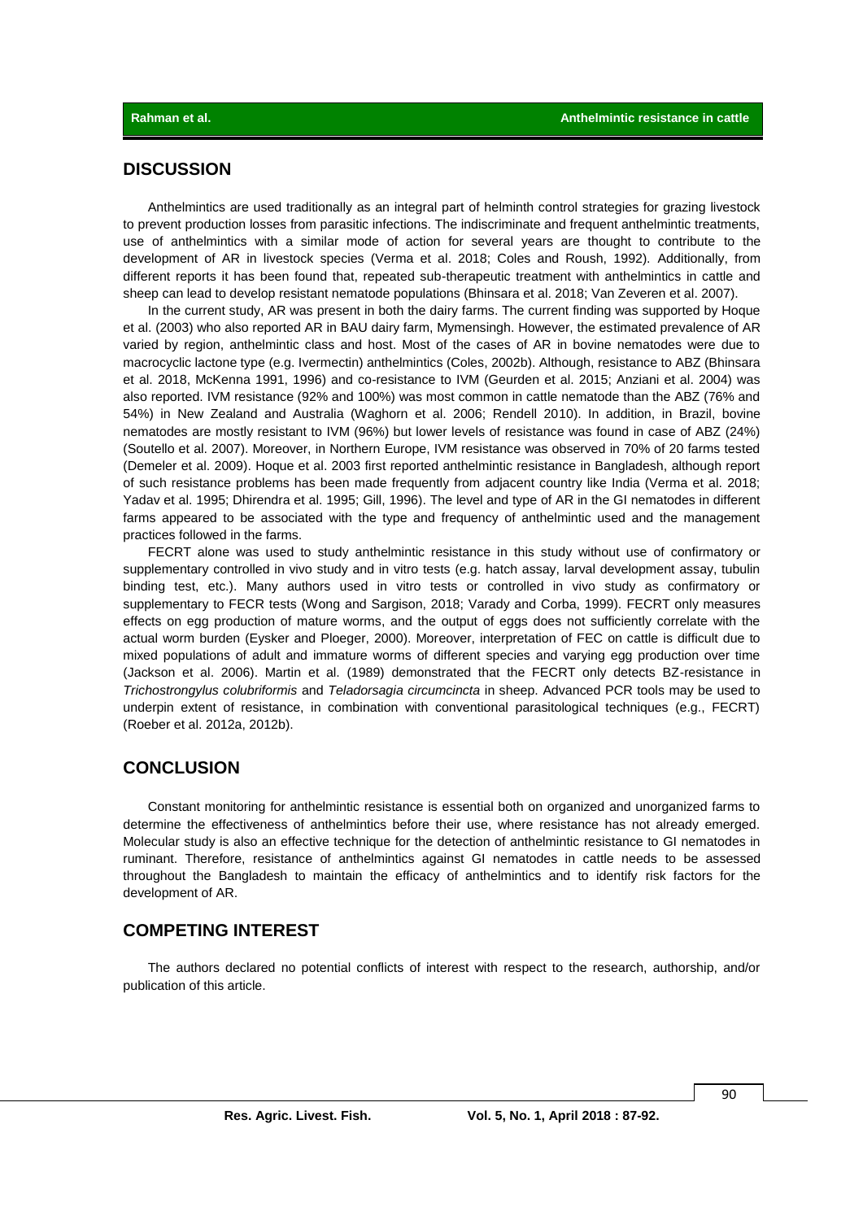## DISCUSSION

Anthelmintics are used traditionally as an integral part of helminth control strategies for grazing livestock to prevent production losses from parasitic infections. The indiscriminate and frequent anthelmintic treatments, use of anthelmintics with a similar mode of action for several years are thought to contribute to the development of AR in livestock species (Verma et al. 2018; Coles and Roush, 1992). Additionally, from different reports it has been found that, repeated sub-therapeutic treatment with anthelmintics in cattle and sheep can lead to develop resistant nematode populations (Bhinsara et al. 2018; Van Zeveren et al. 2007).

In the current study, AR was present in both the dairy farms. The current finding was supported by Hoque et al. (2003) who also reported AR in BAU dairy farm, Mymensingh. However, the estimated prevalence of AR varied by region, anthelmintic class and host. Most of the cases of AR in bovine nematodes were due to macrocyclic lactone type (e.g. Ivermectin) anthelmintics (Coles, 2002b). Although, resistance to ABZ (Bhinsara et al. 2018, McKenna 1991, 1996) and co-resistance to IVM (Geurden et al. 2015; Anziani et al. 2004) was also reported. IVM resistance (92% and 100%) was most common in cattle nematode than the ABZ (76% and 54%) in New Zealand and Australia (Waghorn et al. 2006; Rendell 2010). In addition, in Brazil, bovine nematodes are mostly resistant to IVM (96%) but lower levels of resistance was found in case of ABZ (24%) (Soutello et al. 2007). Moreover, in Northern Europe, IVM resistance was observed in 70% of 20 farms tested (Demeler et al. 2009). Hoque et al. 2003 first reported anthelmintic resistance in Bangladesh, although report of such resistance problems has been made frequently from adjacent country like India (Verma et al. 2018; Yadav et al. 1995; Dhirendra et al. 1995; Gill, 1996). The level and type of AR in the GI nematodes in different farms appeared to be associated with the type and frequency of anthelmintic used and the management practices followed in the farms.

FECRT alone was used to study anthelmintic resistance in this study without use of confirmatory or supplementary controlled in vivo study and in vitro tests (e.g. hatch assay, larval development assay, tubulin binding test, etc.). Many authors used in vitro tests or controlled in vivo study as confirmatory or supplementary to FECR tests (Wong and Sargison, 2018; Varady and Corba, 1999). FECRT only measures effects on egg production of mature worms, and the output of eggs does not sufficiently correlate with the actual worm burden (Eysker and Ploeger, 2000). Moreover, interpretation of FEC on cattle is difficult due to mixed populations of adult and immature worms of different species and varying egg production over time (Jackson et al. 2006). Martin et al. (1989) demonstrated that the FECRT only detects BZ-resistance in *Trichostrongylus colubriformis* and *Teladorsagia circumcincta* in sheep. Advanced PCR tools may be used to underpin extent of resistance, in combination with conventional parasitological techniques (e.g., FECRT) (Roeber et al. 2012a, 2012b).

## CONCLUSION

Constant monitoring for anthelmintic resistance is essential both on organized and unorganized farms to determine the effectiveness of anthelmintics before their use, where resistance has not already emerged. Molecular study is also an effective technique for the detection of anthelmintic resistance to GI nematodes in ruminant. Therefore, resistance of anthelmintics against GI nematodes in cattle needs to be assessed throughout the Bangladesh to maintain the efficacy of anthelmintics and to identify risk factors for the development of AR.

## COMPETING INTEREST

The authors declared no potential conflicts of interest with respect to the research, authorship, and/or publication of this article.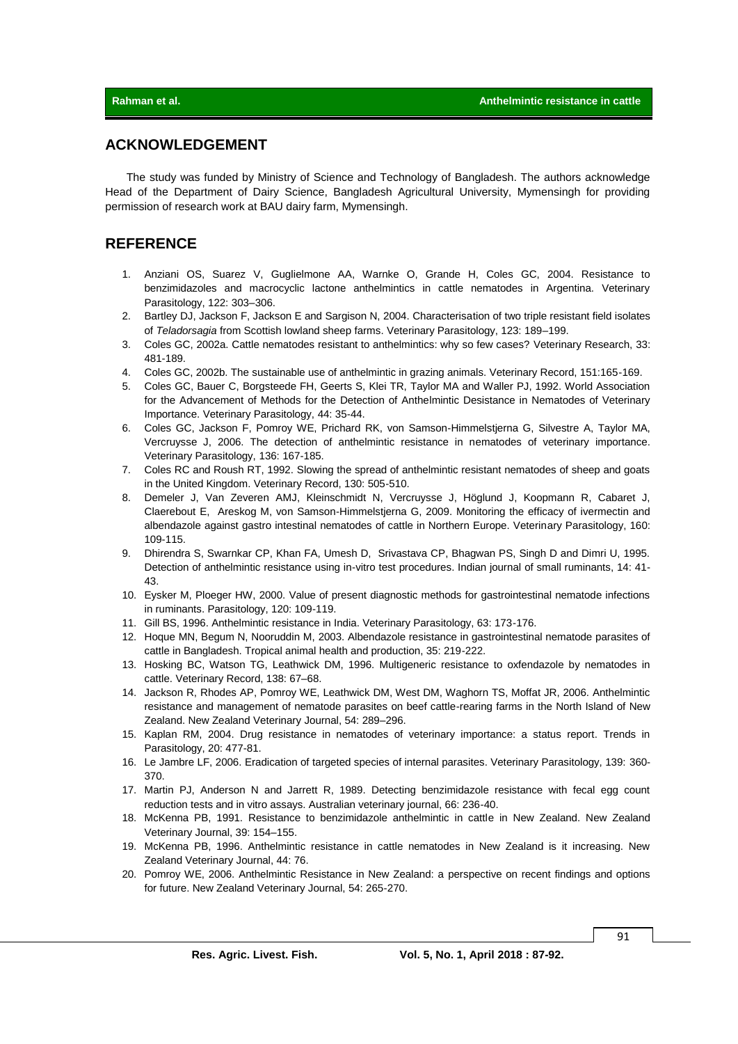## ACKNOWLEDGEMENT

The study was funded by Ministry of Science and Technology of Bangladesh. The authors acknowledge Head of the Department of Dairy Science, Bangladesh Agricultural University, Mymensingh for providing permission of research work at BAU dairy farm, Mymensingh.

## REFERENCE

1. Anziani OS, Suarez V, Guglielmone AA, Warnke O, Grande H, Coles GC, 2004. Resistance to benzimidazoles and macrocyclic lactone anthelmintics in cattle nematodes in Argentina. Veterinary Parasitology, 122: 303–306.
2. Bartley DJ, Jackson F, Jackson E and Sargison N, 2004. Characterisation of two triple resistant field isolates of *Teladorsagia* from Scottish lowland sheep farms. Veterinary Parasitology, 123: 189–199.
3. Coles GC, 2002a. Cattle nematodes resistant to anthelmintics: why so few cases? Veterinary Research, 33: 481-189.
4. Coles GC, 2002b. The sustainable use of anthelmintic in grazing animals. Veterinary Record, 151:165-169.
5. Coles GC, Bauer C, Borgsteede FH, Geerts S, Klei TR, Taylor MA and Waller PJ, 1992. World Association for the Advancement of Methods for the Detection of Anthelmintic Desistance in Nematodes of Veterinary Importance. Veterinary Parasitology, 44: 35-44.
6. Coles GC, Jackson F, Pomroy WE, Prichard RK, von Samson-Himmelstjerna G, Silvestre A, Taylor MA, Vercruysse J, 2006. The detection of anthelmintic resistance in nematodes of veterinary importance. Veterinary Parasitology, 136: 167-185.
7. Coles RC and Roush RT, 1992. Slowing the spread of anthelmintic resistant nematodes of sheep and goats in the United Kingdom. Veterinary Record, 130: 505-510.
8. Demeler J, Van Zeveren AMJ, Kleinschmidt N, Vercruysse J, Höglund J, Koopmann R, Cabaret J, Claerebout E, Areskog M, von Samson-Himmelstjerna G, 2009. Monitoring the efficacy of ivermectin and albendazole against gastro intestinal nematodes of cattle in Northern Europe. Veterinary Parasitology, 160: 109-115.
9. Dhirendra S, Swarnkar CP, Khan FA, Umesh D, Srivastava CP, Bhagwan PS, Singh D and Dimri U, 1995. Detection of anthelmintic resistance using in-vitro test procedures. Indian journal of small ruminants, 14: 41-43.
10. Eysker M, Ploeger HW, 2000. Value of present diagnostic methods for gastrointestinal nematode infections in ruminants. Parasitology, 120: 109-119.
11. Gill BS, 1996. Anthelmintic resistance in India. Veterinary Parasitology, 63: 173-176.
12. Hoque MN, Begum N, Nooruddin M, 2003. Albendazole resistance in gastrointestinal nematode parasites of cattle in Bangladesh. Tropical animal health and production, 35: 219-222.
13. Hosking BC, Watson TG, Leathwick DM, 1996. Multigeneric resistance to oxfendazole by nematodes in cattle. Veterinary Record, 138: 67–68.
14. Jackson R, Rhodes AP, Pomroy WE, Leathwick DM, West DM, Waghorn TS, Moffat JR, 2006. Anthelmintic resistance and management of nematode parasites on beef cattle-rearing farms in the North Island of New Zealand. New Zealand Veterinary Journal, 54: 289–296.
15. Kaplan RM, 2004. Drug resistance in nematodes of veterinary importance: a status report. Trends in Parasitology, 20: 477-81.
16. Le Jambre LF, 2006. Eradication of targeted species of internal parasites. Veterinary Parasitology, 139: 360-370.
17. Martin PJ, Anderson N and Jarrett R, 1989. Detecting benzimidazole resistance with fecal egg count reduction tests and in vitro assays. Australian veterinary journal, 66: 236-40.
18. McKenna PB, 1991. Resistance to benzimidazole anthelmintic in cattle in New Zealand. New Zealand Veterinary Journal, 39: 154–155.
19. McKenna PB, 1996. Anthelmintic resistance in cattle nematodes in New Zealand is it increasing. New Zealand Veterinary Journal, 44: 76.
20. Pomroy WE, 2006. Anthelmintic Resistance in New Zealand: a perspective on recent findings and options for future. New Zealand Veterinary Journal, 54: 265-270.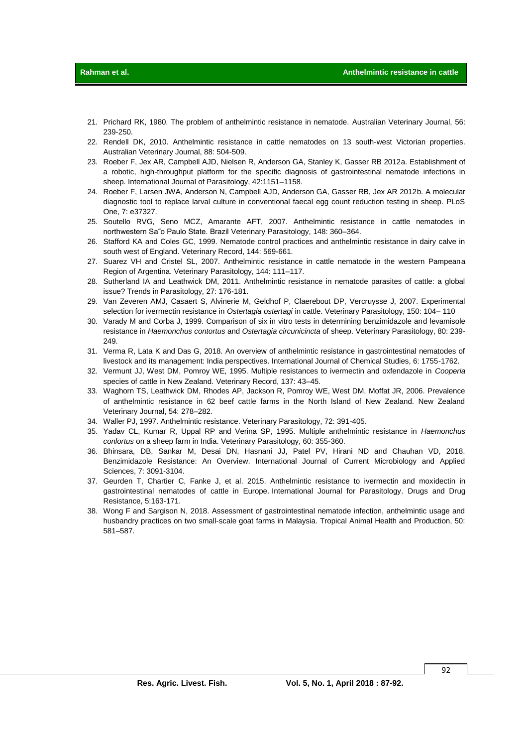21. Prichard RK, 1980. The problem of anthelmintic resistance in nematode. Australian Veterinary Journal, 56: 239-250.
22. Rendell DK, 2010. Anthelmintic resistance in cattle nematodes on 13 south-west Victorian properties. Australian Veterinary Journal, 88: 504-509.
23. Roeber F, Jex AR, Campbell AJD, Nielsen R, Anderson GA, Stanley K, Gasser RB 2012a. Establishment of a robotic, high-throughput platform for the specific diagnosis of gastrointestinal nematode infections in sheep. International Journal of Parasitology, 42:1151–1158.
24. Roeber F, Larsen JWA, Anderson N, Campbell AJD, Anderson GA, Gasser RB, Jex AR 2012b. A molecular diagnostic tool to replace larval culture in conventional faecal egg count reduction testing in sheep. PLoS One, 7: e37327.
25. Soutello RVG, Seno MCZ, Amarante AFT, 2007. Anthelmintic resistance in cattle nematodes in northwestern Sa˜o Paulo State. Brazil Veterinary Parasitology, 148: 360–364.
26. Stafford KA and Coles GC, 1999. Nematode control practices and anthelmintic resistance in dairy calve in south west of England. Veterinary Record, 144: 569-661.
27. Suarez VH and Cristel SL, 2007. Anthelmintic resistance in cattle nematode in the western Pampeana Region of Argentina. Veterinary Parasitology, 144: 111–117.
28. Sutherland IA and Leathwick DM, 2011. Anthelmintic resistance in nematode parasites of cattle: a global issue? Trends in Parasitology, 27: 176-181.
29. Van Zeveren AMJ, Casaert S, Alvinerie M, Geldhof P, Claerebout DP, Vercruysse J, 2007. Experimental selection for ivermectin resistance in *Ostertagia ostertagi* in cattle. Veterinary Parasitology, 150: 104– 110
30. Varady M and Corba J, 1999. Comparison of six in vitro tests in determining benzimidazole and levamisole resistance in *Haemonchus contortus* and *Ostertagia circunicincta* of sheep. Veterinary Parasitology, 80: 239-249.
31. Verma R, Lata K and Das G, 2018. An overview of anthelmintic resistance in gastrointestinal nematodes of livestock and its management: India perspectives. International Journal of Chemical Studies, 6: 1755-1762.
32. Vermunt JJ, West DM, Pomroy WE, 1995. Multiple resistances to ivermectin and oxfendazole in *Cooperia* species of cattle in New Zealand. Veterinary Record, 137: 43–45.
33. Waghorn TS, Leathwick DM, Rhodes AP, Jackson R, Pomroy WE, West DM, Moffat JR, 2006. Prevalence of anthelmintic resistance in 62 beef cattle farms in the North Island of New Zealand. New Zealand Veterinary Journal, 54: 278–282.
34. Waller PJ, 1997. Anthelmintic resistance. Veterinary Parasitology, 72: 391-405.
35. Yadav CL, Kumar R, Uppal RP and Verina SP, 1995. Multiple anthelmintic resistance in *Haemonchus conlortus* on a sheep farm in India. Veterinary Parasitology, 60: 355-360.
36. Bhinsara, DB, Sankar M, Desai DN, Hasnani JJ, Patel PV, Hirani ND and Chauhan VD, 2018. Benzimidazole Resistance: An Overview. International Journal of Current Microbiology and Applied Sciences, 7: 3091-3104.
37. Geurden T, Chartier C, Fanke J, et al. 2015. Anthelmintic resistance to ivermectin and moxidectin in gastrointestinal nematodes of cattle in Europe. International Journal for Parasitology. Drugs and Drug Resistance, 5:163-171.
38. Wong F and Sargison N, 2018. Assessment of gastrointestinal nematode infection, anthelmintic usage and husbandry practices on two small-scale goat farms in Malaysia. Tropical Animal Health and Production, 50: 581–587.